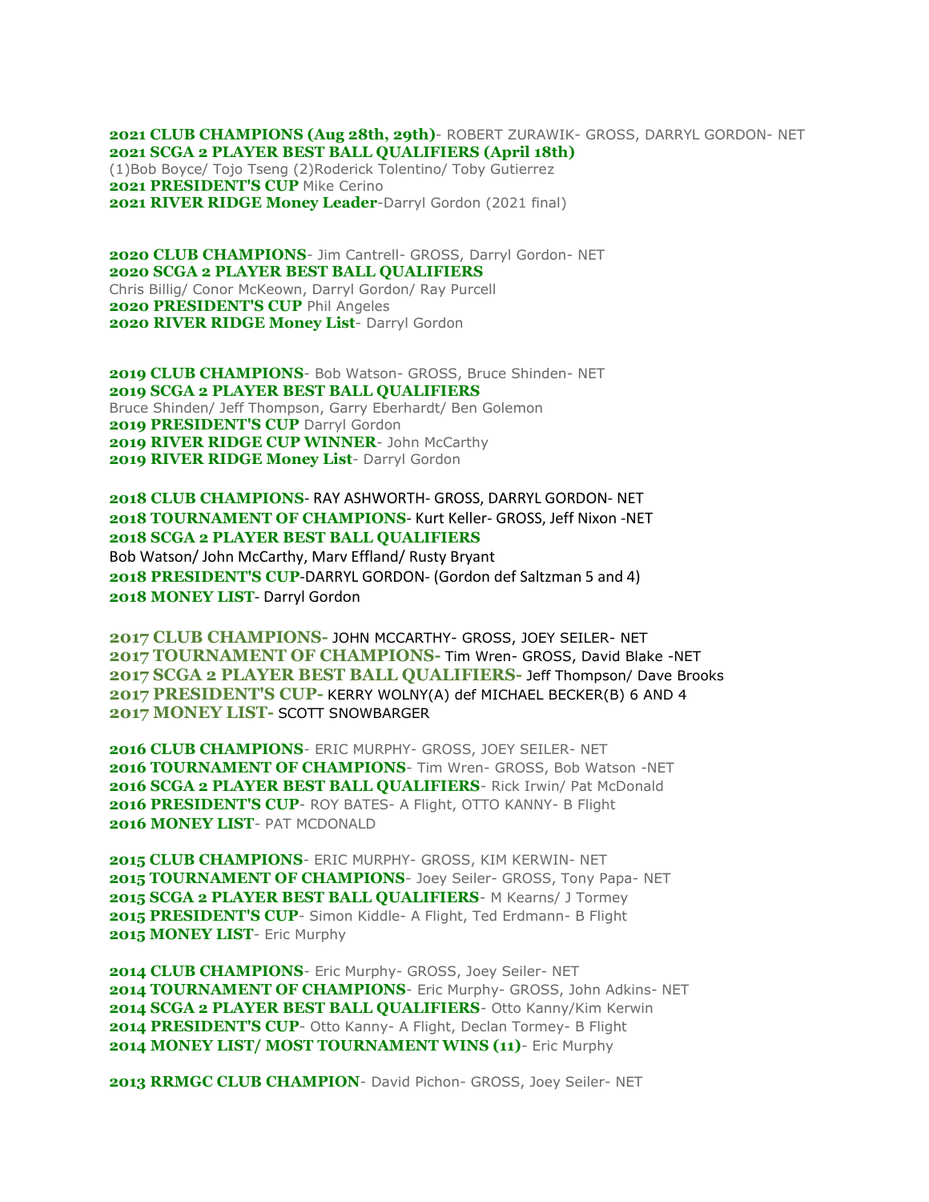**2021 CLUB CHAMPIONS (Aug 28th, 29th)**- ROBERT ZURAWIK- GROSS, DARRYL GORDON- NET
**2021 SCGA 2 PLAYER BEST BALL QUALIFIERS (April 18th)**
(1)Bob Boyce/ Tojo Tseng (2)Roderick Tolentino/ Toby Gutierrez
**2021 PRESIDENT'S CUP** Mike Cerino
**2021 RIVER RIDGE Money Leader**-Darryl Gordon (2021 final)

**2020 CLUB CHAMPIONS**- Jim Cantrell- GROSS, Darryl Gordon- NET
**2020 SCGA 2 PLAYER BEST BALL QUALIFIERS**
Chris Billig/ Conor McKeown, Darryl Gordon/ Ray Purcell
**2020 PRESIDENT'S CUP** Phil Angeles
**2020 RIVER RIDGE Money List**- Darryl Gordon

**2019 CLUB CHAMPIONS**- Bob Watson- GROSS, Bruce Shinden- NET
**2019 SCGA 2 PLAYER BEST BALL QUALIFIERS**
Bruce Shinden/ Jeff Thompson, Garry Eberhardt/ Ben Golemon
**2019 PRESIDENT'S CUP** Darryl Gordon
**2019 RIVER RIDGE CUP WINNER**- John McCarthy
**2019 RIVER RIDGE Money List**- Darryl Gordon

**2018 CLUB CHAMPIONS**- RAY ASHWORTH- GROSS, DARRYL GORDON- NET
**2018 TOURNAMENT OF CHAMPIONS**- Kurt Keller- GROSS, Jeff Nixon -NET
**2018 SCGA 2 PLAYER BEST BALL QUALIFIERS**
Bob Watson/ John McCarthy, Marv Effland/ Rusty Bryant
**2018 PRESIDENT'S CUP**-DARRYL GORDON- (Gordon def Saltzman 5 and 4)
**2018 MONEY LIST**- Darryl Gordon

**2017 CLUB CHAMPIONS-** JOHN MCCARTHY- GROSS, JOEY SEILER- NET
**2017 TOURNAMENT OF CHAMPIONS-** Tim Wren- GROSS, David Blake -NET
**2017 SCGA 2 PLAYER BEST BALL QUALIFIERS-** Jeff Thompson/ Dave Brooks
**2017 PRESIDENT'S CUP-** KERRY WOLNY(A) def MICHAEL BECKER(B) 6 AND 4
**2017 MONEY LIST-** SCOTT SNOWBARGER

**2016 CLUB CHAMPIONS**- ERIC MURPHY- GROSS, JOEY SEILER- NET
**2016 TOURNAMENT OF CHAMPIONS**- Tim Wren- GROSS, Bob Watson -NET
**2016 SCGA 2 PLAYER BEST BALL QUALIFIERS**- Rick Irwin/ Pat McDonald
**2016 PRESIDENT'S CUP**- ROY BATES- A Flight, OTTO KANNY- B Flight
**2016 MONEY LIST**- PAT MCDONALD

**2015 CLUB CHAMPIONS**- ERIC MURPHY- GROSS, KIM KERWIN- NET
**2015 TOURNAMENT OF CHAMPIONS**- Joey Seiler- GROSS, Tony Papa- NET
**2015 SCGA 2 PLAYER BEST BALL QUALIFIERS**- M Kearns/ J Tormey
**2015 PRESIDENT'S CUP**- Simon Kiddle- A Flight, Ted Erdmann- B Flight
**2015 MONEY LIST**- Eric Murphy

**2014 CLUB CHAMPIONS**- Eric Murphy- GROSS, Joey Seiler- NET
**2014 TOURNAMENT OF CHAMPIONS**- Eric Murphy- GROSS, John Adkins- NET
**2014 SCGA 2 PLAYER BEST BALL QUALIFIERS**- Otto Kanny/Kim Kerwin
**2014 PRESIDENT'S CUP**- Otto Kanny- A Flight, Declan Tormey- B Flight
**2014 MONEY LIST/ MOST TOURNAMENT WINS (11)**- Eric Murphy

**2013 RRMGC CLUB CHAMPION**- David Pichon- GROSS, Joey Seiler- NET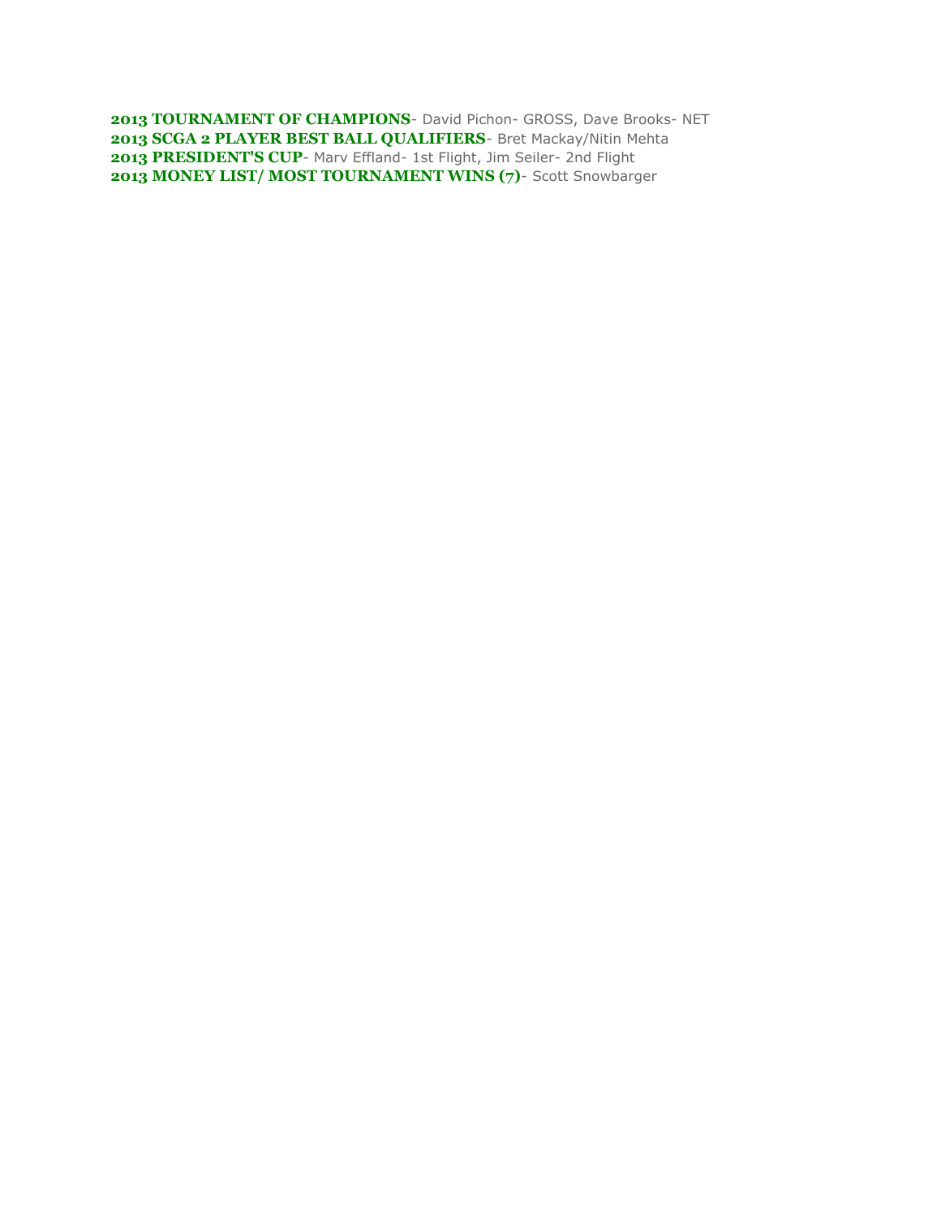**2013 TOURNAMENT OF CHAMPIONS**- David Pichon- GROSS, Dave Brooks- NET
**2013 SCGA 2 PLAYER BEST BALL QUALIFIERS**- Bret Mackay/Nitin Mehta
**2013 PRESIDENT'S CUP**- Marv Effland- 1st Flight, Jim Seiler- 2nd Flight
**2013 MONEY LIST/ MOST TOURNAMENT WINS (7)**- Scott Snowbarger